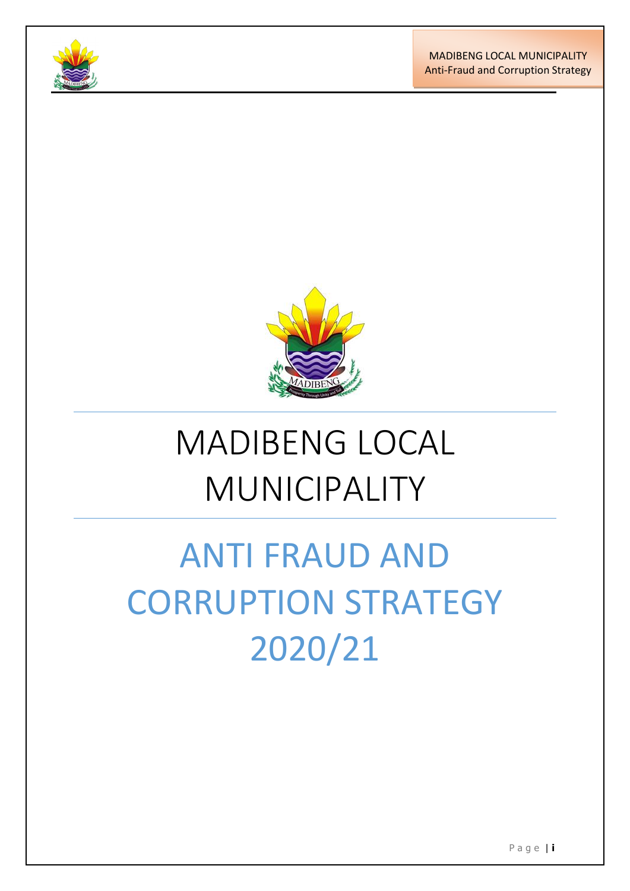# MADIBENG LOCAL MUNICIPALITY

# ANTI FRAUD AND CORRUPTION STRATEGY 2020/21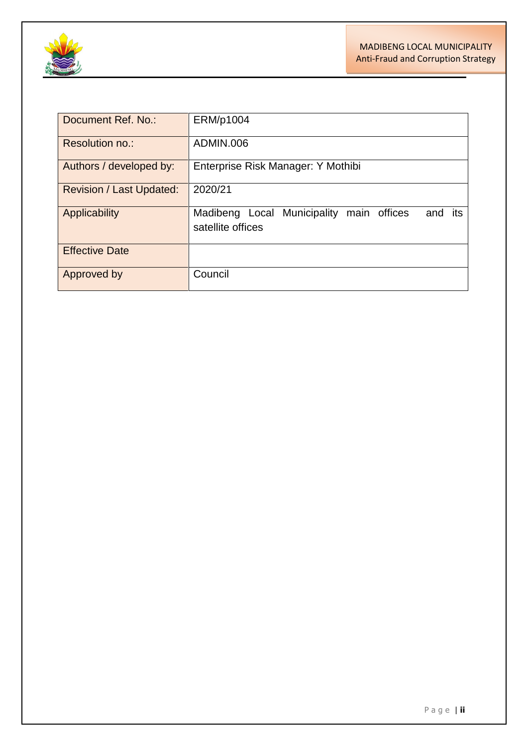| Document Ref. No.: | ERM/p1004 |
| --- | --- |
| Resolution no.: | ADMIN.006 |
| Authors / developed by: | Enterprise Risk Manager: Y Mothibi |
| Revision / Last Updated: | 2020/21 |
| Applicability | Madibeng Local Municipality main offices and its satellite offices |
| Effective Date | |
| Approved by | Council |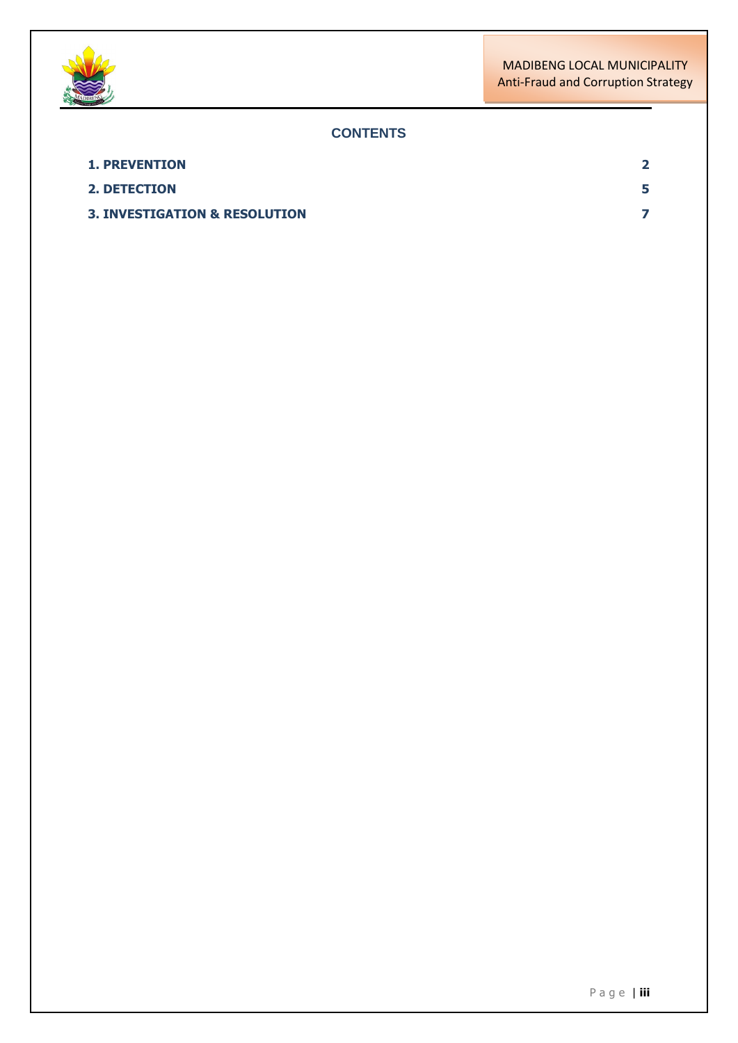## CONTENTS

| | |
|---|---|
| **1. PREVENTION** | **2** |
| **2. DETECTION** | **5** |
| **3. INVESTIGATION & RESOLUTION** | **7** |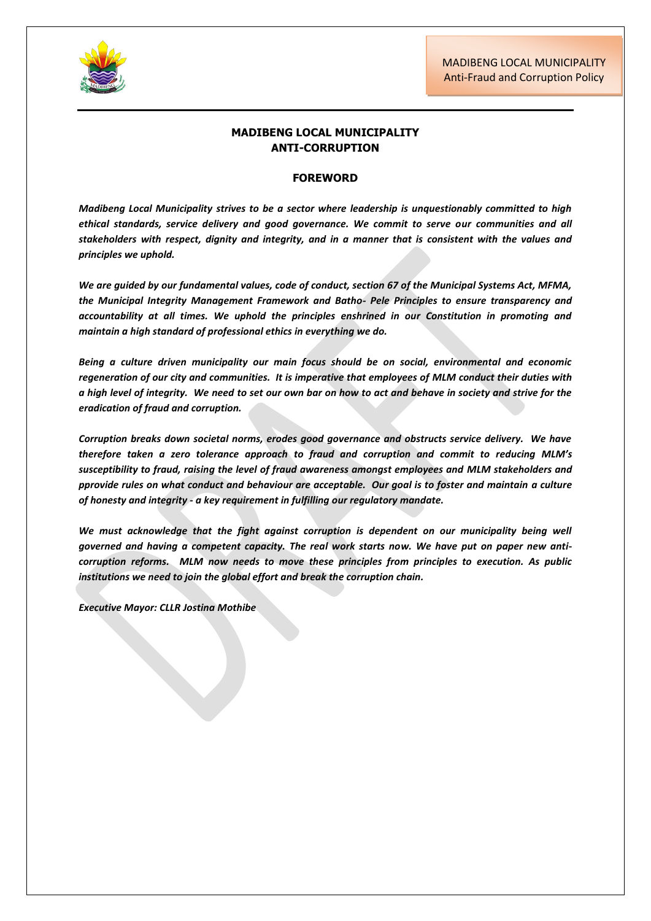## MADIBENG LOCAL MUNICIPALITY
## ANTI-CORRUPTION

### FOREWORD

***Madibeng Local Municipality strives to be a sector where leadership is unquestionably committed to high ethical standards, service delivery and good governance. We commit to serve our communities and all stakeholders with respect, dignity and integrity, and in a manner that is consistent with the values and principles we uphold.***

***We are guided by our fundamental values, code of conduct, section 67 of the Municipal Systems Act, MFMA, the Municipal Integrity Management Framework and Batho- Pele Principles to ensure transparency and accountability at all times. We uphold the principles enshrined in our Constitution in promoting and maintain a high standard of professional ethics in everything we do.***

***Being a culture driven municipality our main focus should be on social, environmental and economic regeneration of our city and communities. It is imperative that employees of MLM conduct their duties with a high level of integrity. We need to set our own bar on how to act and behave in society and strive for the eradication of fraud and corruption.***

***Corruption breaks down societal norms, erodes good governance and obstructs service delivery. We have therefore taken a zero tolerance approach to fraud and corruption and commit to reducing MLM's susceptibility to fraud, raising the level of fraud awareness amongst employees and MLM stakeholders and pprovide rules on what conduct and behaviour are acceptable. Our goal is to foster and maintain a culture of honesty and integrity - a key requirement in fulfilling our regulatory mandate.***

***We must acknowledge that the fight against corruption is dependent on our municipality being well governed and having a competent capacity. The real work starts now. We have put on paper new anti-corruption reforms. MLM now needs to move these principles from principles to execution. As public institutions we need to join the global effort and break the corruption chain.***

***Executive Mayor: CLLR Jostina Mothibe***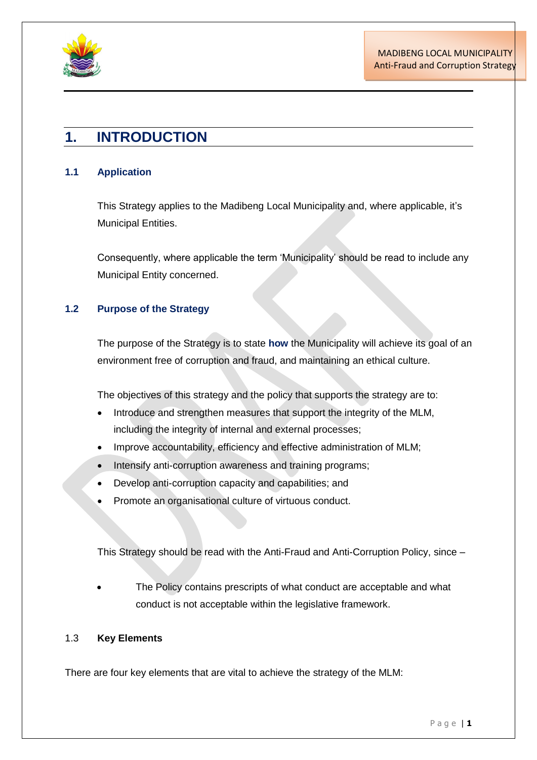# 1. INTRODUCTION

## 1.1 Application

This Strategy applies to the Madibeng Local Municipality and, where applicable, it's Municipal Entities.

Consequently, where applicable the term 'Municipality' should be read to include any Municipal Entity concerned.

## 1.2 Purpose of the Strategy

The purpose of the Strategy is to state **how** the Municipality will achieve its goal of an environment free of corruption and fraud, and maintaining an ethical culture.

The objectives of this strategy and the policy that supports the strategy are to:

- Introduce and strengthen measures that support the integrity of the MLM, including the integrity of internal and external processes;
- Improve accountability, efficiency and effective administration of MLM;
- Intensify anti-corruption awareness and training programs;
- Develop anti-corruption capacity and capabilities; and
- Promote an organisational culture of virtuous conduct.

This Strategy should be read with the Anti-Fraud and Anti-Corruption Policy, since –

- The Policy contains prescripts of what conduct are acceptable and what conduct is not acceptable within the legislative framework.

1.3 **Key Elements**

There are four key elements that are vital to achieve the strategy of the MLM: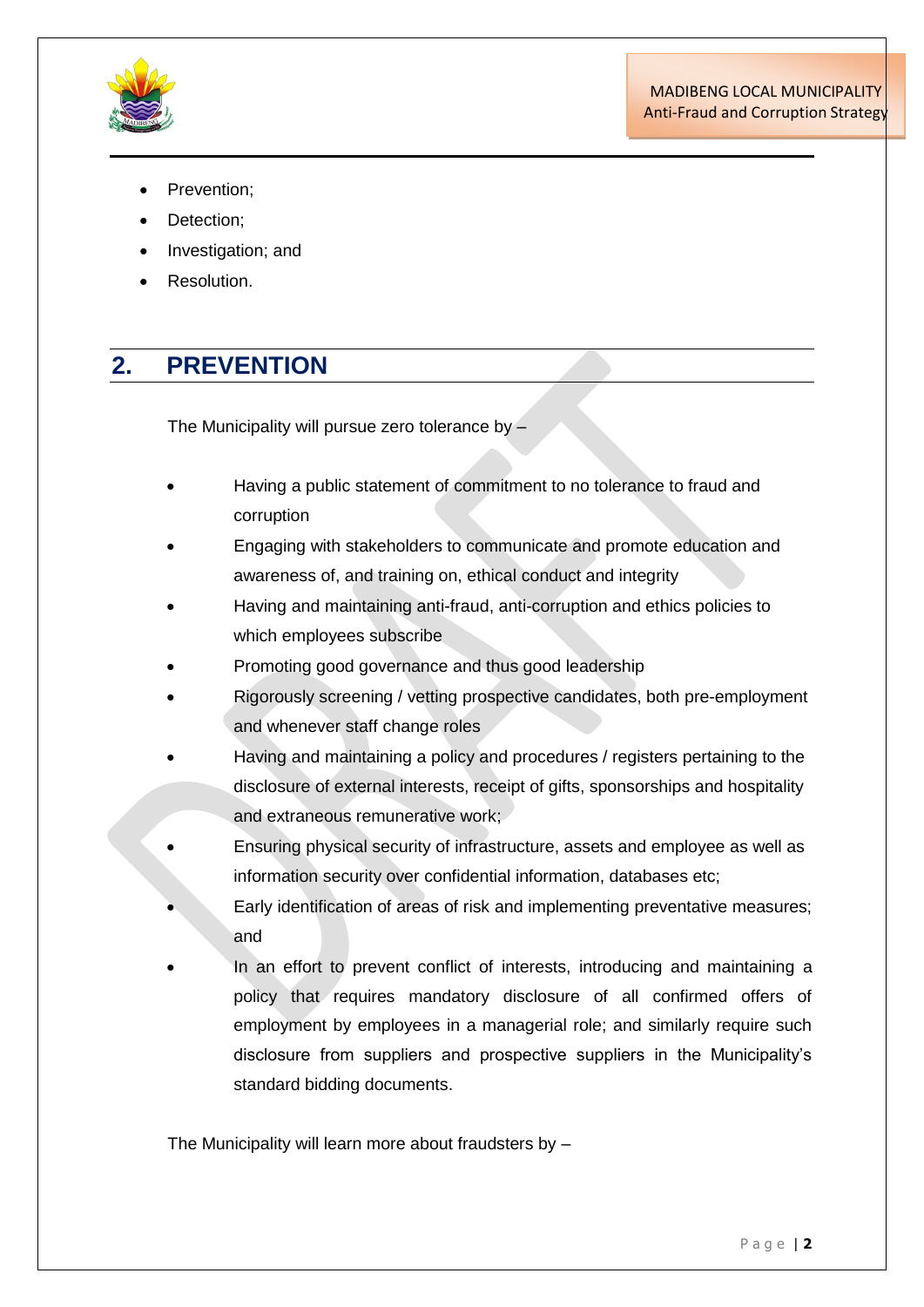- Prevention;
- Detection;
- Investigation; and
- Resolution.

## 2. PREVENTION

The Municipality will pursue zero tolerance by –

- Having a public statement of commitment to no tolerance to fraud and corruption
- Engaging with stakeholders to communicate and promote education and awareness of, and training on, ethical conduct and integrity
- Having and maintaining anti-fraud, anti-corruption and ethics policies to which employees subscribe
- Promoting good governance and thus good leadership
- Rigorously screening / vetting prospective candidates, both pre-employment and whenever staff change roles
- Having and maintaining a policy and procedures / registers pertaining to the disclosure of external interests, receipt of gifts, sponsorships and hospitality and extraneous remunerative work;
- Ensuring physical security of infrastructure, assets and employee as well as information security over confidential information, databases etc;
- Early identification of areas of risk and implementing preventative measures; and
- In an effort to prevent conflict of interests, introducing and maintaining a policy that requires mandatory disclosure of all confirmed offers of employment by employees in a managerial role; and similarly require such disclosure from suppliers and prospective suppliers in the Municipality's standard bidding documents.

The Municipality will learn more about fraudsters by –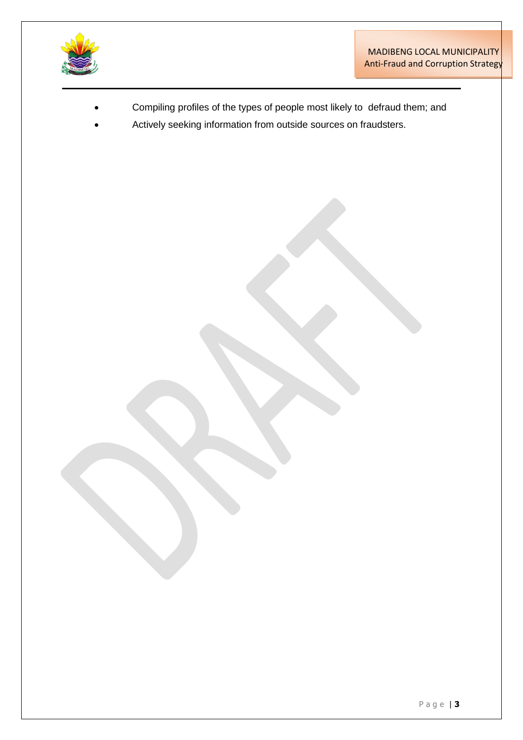- Compiling profiles of the types of people most likely to defraud them; and
- Actively seeking information from outside sources on fraudsters.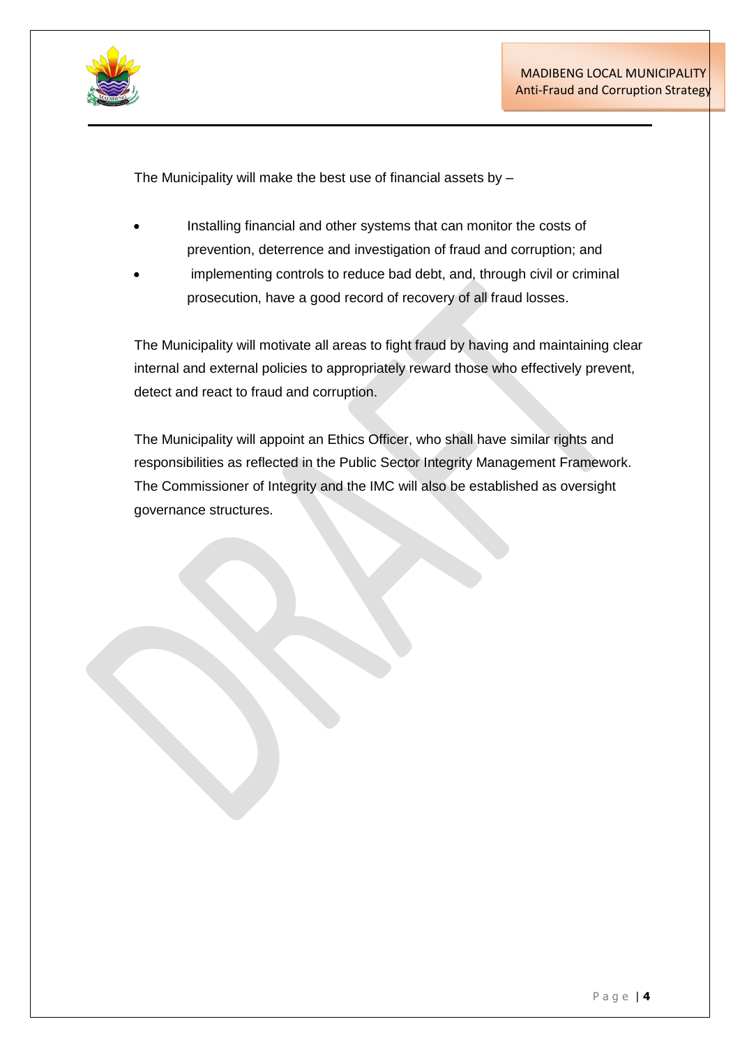The Municipality will make the best use of financial assets by –

- Installing financial and other systems that can monitor the costs of prevention, deterrence and investigation of fraud and corruption; and
- implementing controls to reduce bad debt, and, through civil or criminal prosecution, have a good record of recovery of all fraud losses.

The Municipality will motivate all areas to fight fraud by having and maintaining clear internal and external policies to appropriately reward those who effectively prevent, detect and react to fraud and corruption.

The Municipality will appoint an Ethics Officer, who shall have similar rights and responsibilities as reflected in the Public Sector Integrity Management Framework. The Commissioner of Integrity and the IMC will also be established as oversight governance structures.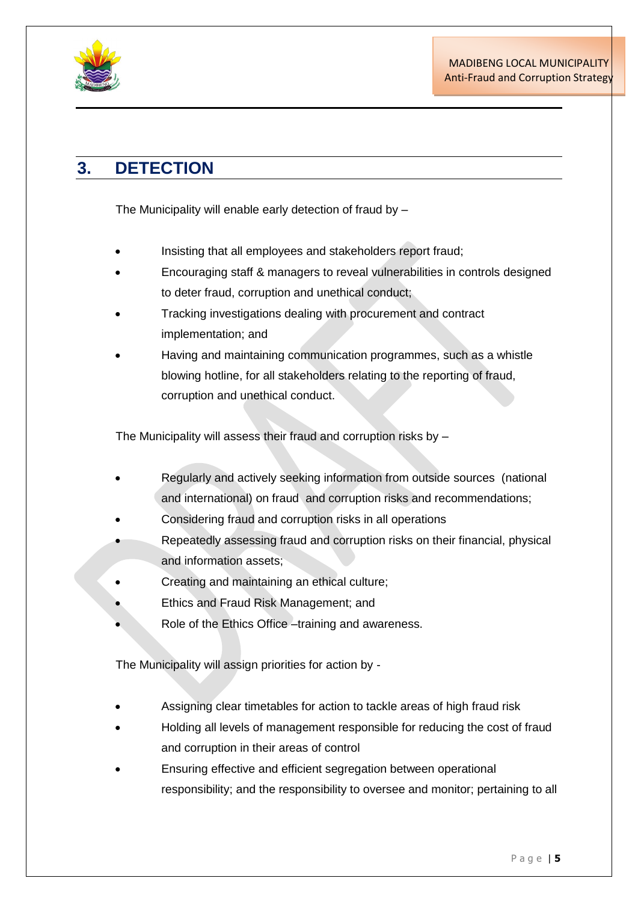## 3. DETECTION

The Municipality will enable early detection of fraud by –

- Insisting that all employees and stakeholders report fraud;
- Encouraging staff & managers to reveal vulnerabilities in controls designed to deter fraud, corruption and unethical conduct;
- Tracking investigations dealing with procurement and contract implementation; and
- Having and maintaining communication programmes, such as a whistle blowing hotline, for all stakeholders relating to the reporting of fraud, corruption and unethical conduct.

The Municipality will assess their fraud and corruption risks by –

- Regularly and actively seeking information from outside sources (national and international) on fraud and corruption risks and recommendations;
- Considering fraud and corruption risks in all operations
- Repeatedly assessing fraud and corruption risks on their financial, physical and information assets;
- Creating and maintaining an ethical culture;
- Ethics and Fraud Risk Management; and
- Role of the Ethics Office –training and awareness.

The Municipality will assign priorities for action by -

- Assigning clear timetables for action to tackle areas of high fraud risk
- Holding all levels of management responsible for reducing the cost of fraud and corruption in their areas of control
- Ensuring effective and efficient segregation between operational responsibility; and the responsibility to oversee and monitor; pertaining to all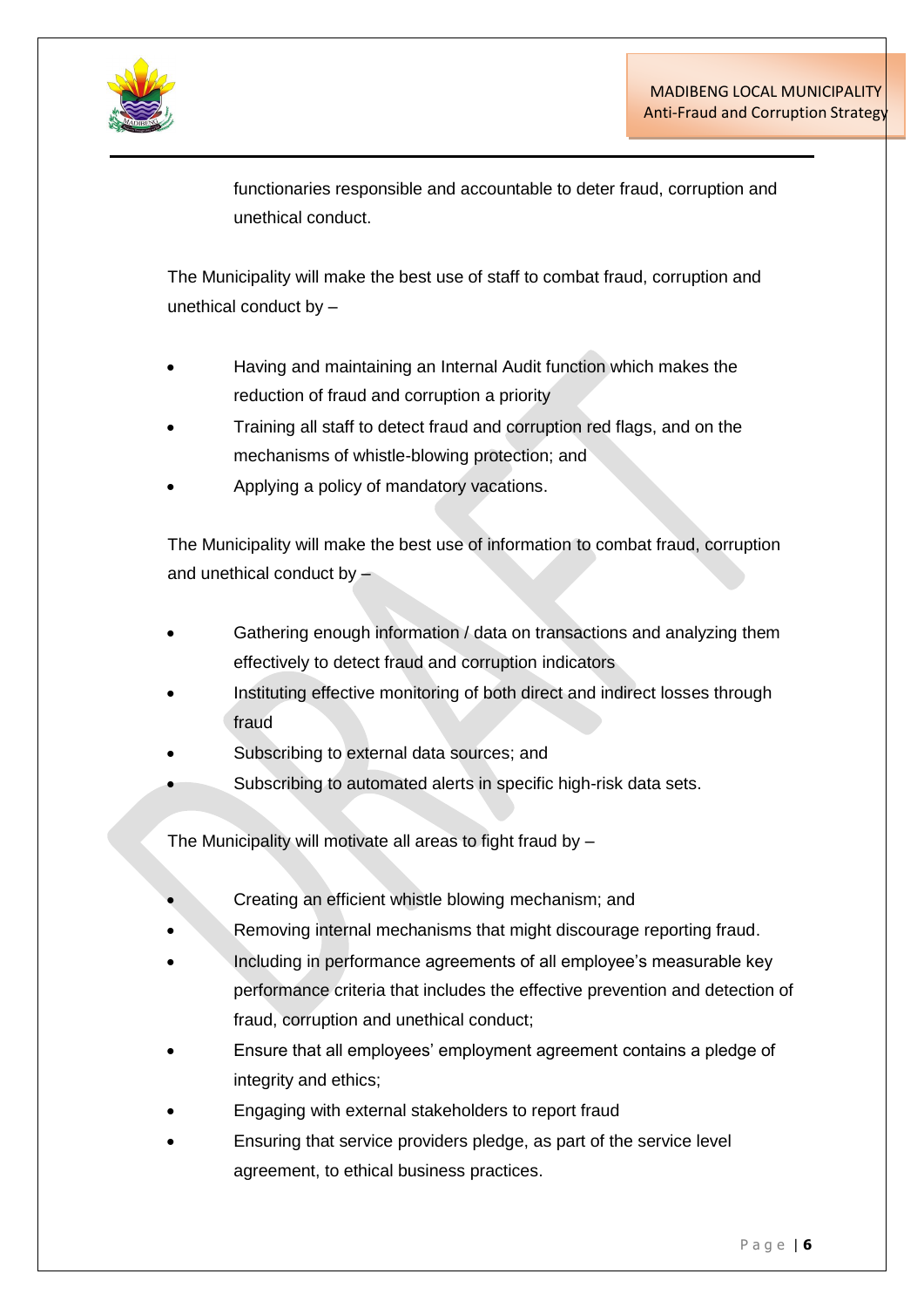functionaries responsible and accountable to deter fraud, corruption and unethical conduct.

The Municipality will make the best use of staff to combat fraud, corruption and unethical conduct by –

- Having and maintaining an Internal Audit function which makes the reduction of fraud and corruption a priority
- Training all staff to detect fraud and corruption red flags, and on the mechanisms of whistle-blowing protection; and
- Applying a policy of mandatory vacations.

The Municipality will make the best use of information to combat fraud, corruption and unethical conduct by –

- Gathering enough information / data on transactions and analyzing them effectively to detect fraud and corruption indicators
- Instituting effective monitoring of both direct and indirect losses through fraud
- Subscribing to external data sources; and
- Subscribing to automated alerts in specific high-risk data sets.

The Municipality will motivate all areas to fight fraud by –

- Creating an efficient whistle blowing mechanism; and
- Removing internal mechanisms that might discourage reporting fraud.
- Including in performance agreements of all employee's measurable key performance criteria that includes the effective prevention and detection of fraud, corruption and unethical conduct;
- Ensure that all employees' employment agreement contains a pledge of integrity and ethics;
- Engaging with external stakeholders to report fraud
- Ensuring that service providers pledge, as part of the service level agreement, to ethical business practices.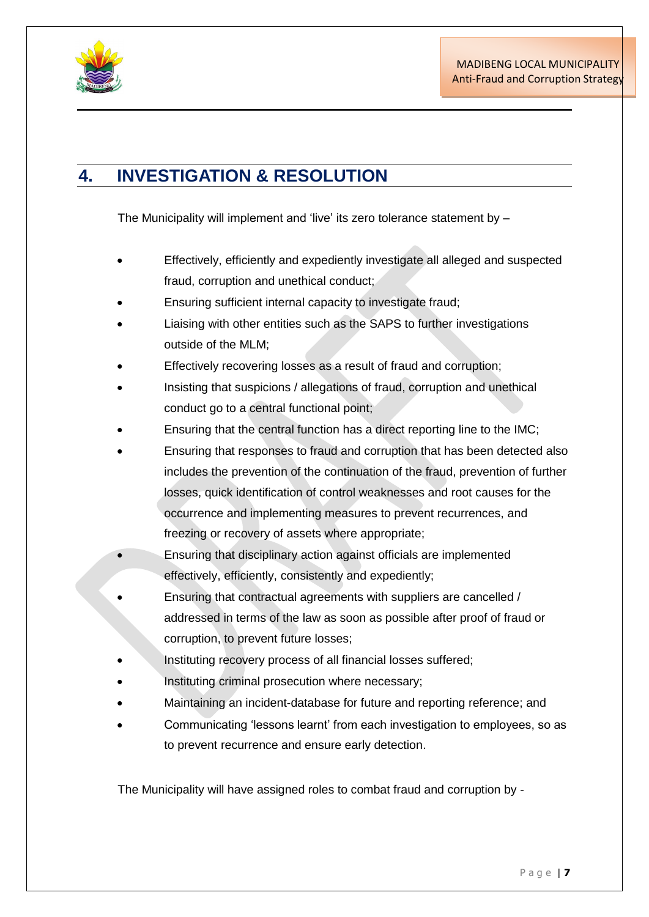## 4. INVESTIGATION & RESOLUTION

The Municipality will implement and 'live' its zero tolerance statement by –

- Effectively, efficiently and expediently investigate all alleged and suspected fraud, corruption and unethical conduct;
- Ensuring sufficient internal capacity to investigate fraud;
- Liaising with other entities such as the SAPS to further investigations outside of the MLM;
- Effectively recovering losses as a result of fraud and corruption;
- Insisting that suspicions / allegations of fraud, corruption and unethical conduct go to a central functional point;
- Ensuring that the central function has a direct reporting line to the IMC;
- Ensuring that responses to fraud and corruption that has been detected also includes the prevention of the continuation of the fraud, prevention of further losses, quick identification of control weaknesses and root causes for the occurrence and implementing measures to prevent recurrences, and freezing or recovery of assets where appropriate;
- Ensuring that disciplinary action against officials are implemented effectively, efficiently, consistently and expediently;
- Ensuring that contractual agreements with suppliers are cancelled / addressed in terms of the law as soon as possible after proof of fraud or corruption, to prevent future losses;
- Instituting recovery process of all financial losses suffered;
- Instituting criminal prosecution where necessary;
- Maintaining an incident-database for future and reporting reference; and
- Communicating 'lessons learnt' from each investigation to employees, so as to prevent recurrence and ensure early detection.

The Municipality will have assigned roles to combat fraud and corruption by -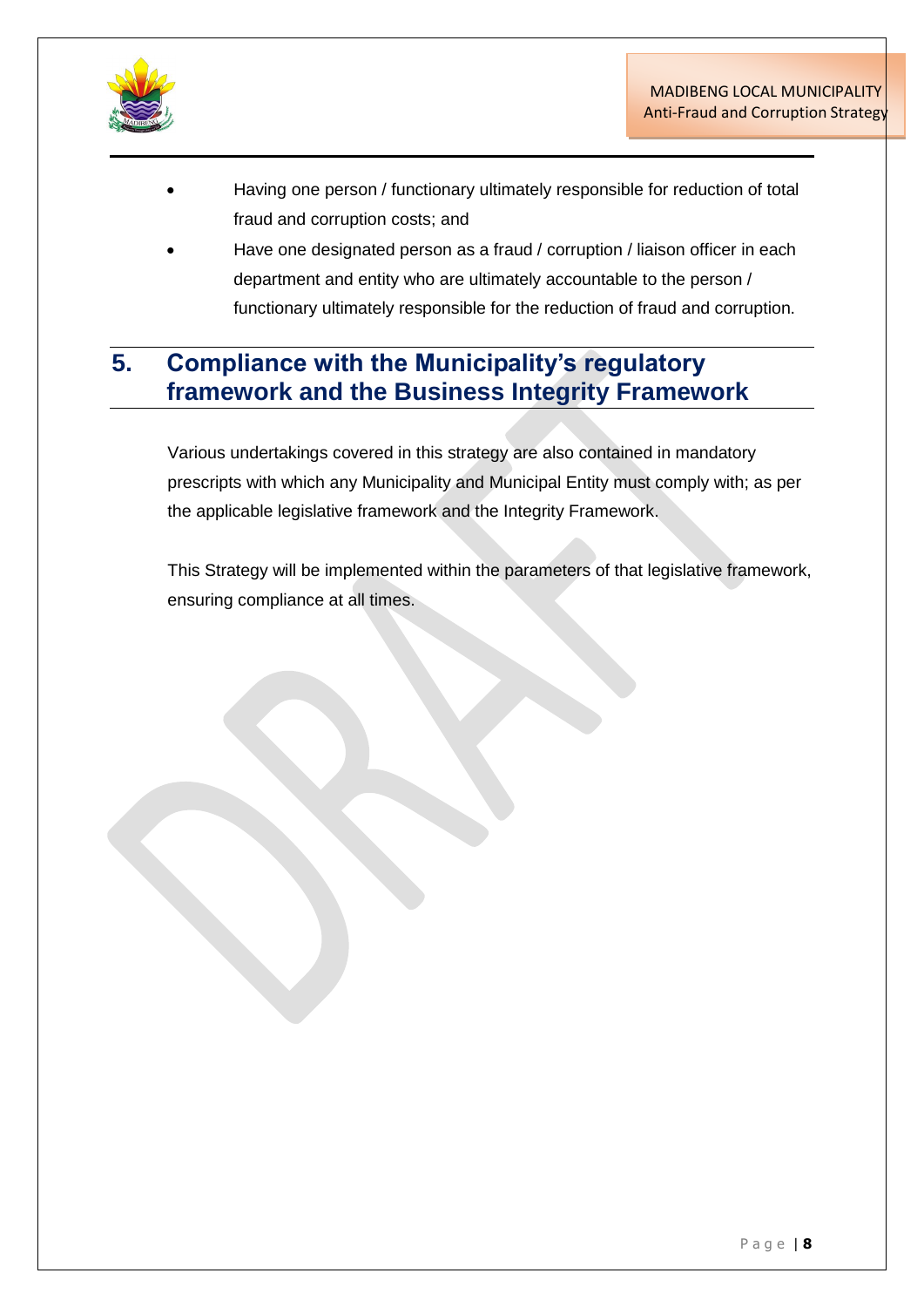- Having one person / functionary ultimately responsible for reduction of total fraud and corruption costs; and
- Have one designated person as a fraud / corruption / liaison officer in each department and entity who are ultimately accountable to the person / functionary ultimately responsible for the reduction of fraud and corruption.

## 5. Compliance with the Municipality's regulatory framework and the Business Integrity Framework

Various undertakings covered in this strategy are also contained in mandatory prescripts with which any Municipality and Municipal Entity must comply with; as per the applicable legislative framework and the Integrity Framework.

This Strategy will be implemented within the parameters of that legislative framework, ensuring compliance at all times.